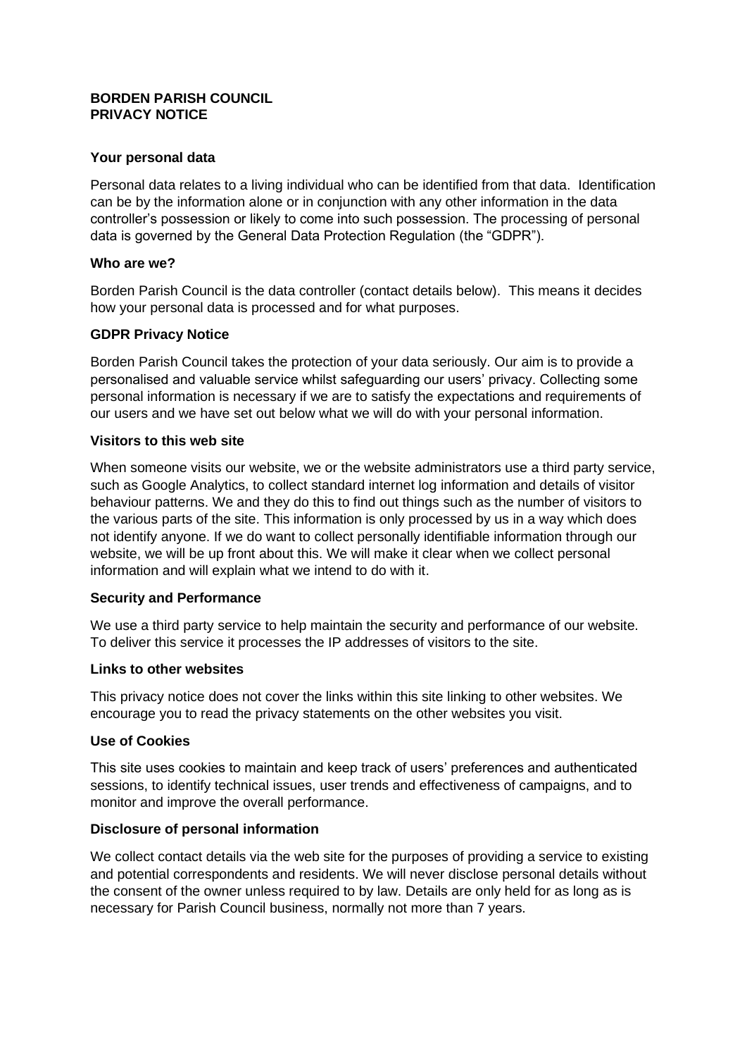**BORDEN PARISH COUNCIL**
**PRIVACY NOTICE**

**Your personal data**

Personal data relates to a living individual who can be identified from that data. Identification can be by the information alone or in conjunction with any other information in the data controller's possession or likely to come into such possession. The processing of personal data is governed by the General Data Protection Regulation (the "GDPR").

**Who are we?**

Borden Parish Council is the data controller (contact details below). This means it decides how your personal data is processed and for what purposes.

**GDPR Privacy Notice**

Borden Parish Council takes the protection of your data seriously. Our aim is to provide a personalised and valuable service whilst safeguarding our users' privacy. Collecting some personal information is necessary if we are to satisfy the expectations and requirements of our users and we have set out below what we will do with your personal information.

**Visitors to this web site**

When someone visits our website, we or the website administrators use a third party service, such as Google Analytics, to collect standard internet log information and details of visitor behaviour patterns. We and they do this to find out things such as the number of visitors to the various parts of the site. This information is only processed by us in a way which does not identify anyone. If we do want to collect personally identifiable information through our website, we will be up front about this. We will make it clear when we collect personal information and will explain what we intend to do with it.

**Security and Performance**

We use a third party service to help maintain the security and performance of our website. To deliver this service it processes the IP addresses of visitors to the site.

**Links to other websites**

This privacy notice does not cover the links within this site linking to other websites. We encourage you to read the privacy statements on the other websites you visit.

**Use of Cookies**

This site uses cookies to maintain and keep track of users' preferences and authenticated sessions, to identify technical issues, user trends and effectiveness of campaigns, and to monitor and improve the overall performance.

**Disclosure of personal information**

We collect contact details via the web site for the purposes of providing a service to existing and potential correspondents and residents. We will never disclose personal details without the consent of the owner unless required to by law. Details are only held for as long as is necessary for Parish Council business, normally not more than 7 years.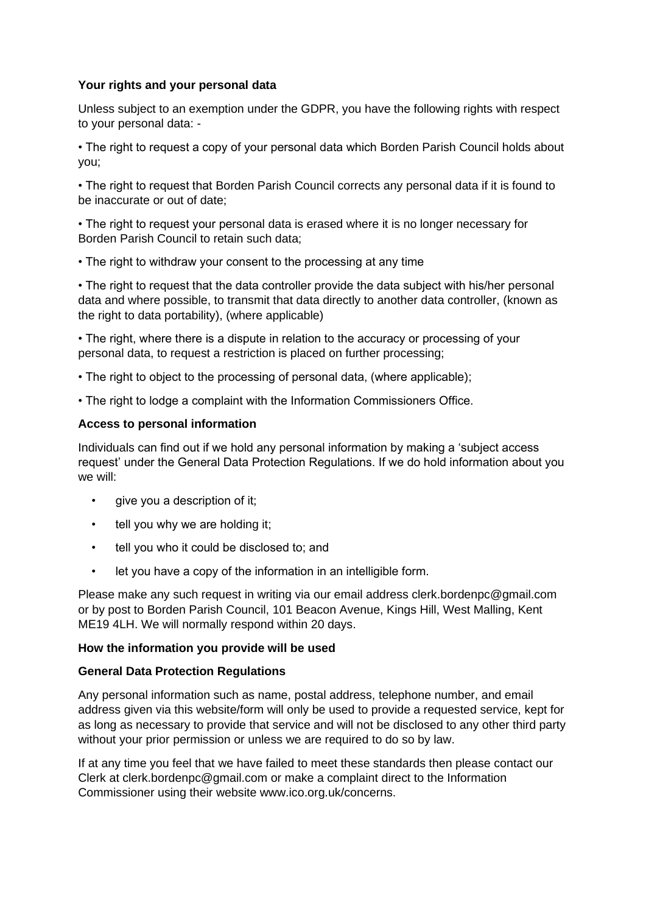**Your rights and your personal data**

Unless subject to an exemption under the GDPR, you have the following rights with respect to your personal data: -

• The right to request a copy of your personal data which Borden Parish Council holds about you;

• The right to request that Borden Parish Council corrects any personal data if it is found to be inaccurate or out of date;

• The right to request your personal data is erased where it is no longer necessary for Borden Parish Council to retain such data;

• The right to withdraw your consent to the processing at any time

• The right to request that the data controller provide the data subject with his/her personal data and where possible, to transmit that data directly to another data controller, (known as the right to data portability), (where applicable)

• The right, where there is a dispute in relation to the accuracy or processing of your personal data, to request a restriction is placed on further processing;

• The right to object to the processing of personal data, (where applicable);

• The right to lodge a complaint with the Information Commissioners Office.

**Access to personal information**

Individuals can find out if we hold any personal information by making a 'subject access request' under the General Data Protection Regulations. If we do hold information about you we will:

- give you a description of it;
- tell you why we are holding it;
- tell you who it could be disclosed to; and
- let you have a copy of the information in an intelligible form.

Please make any such request in writing via our email address clerk.bordenpc@gmail.com or by post to Borden Parish Council, 101 Beacon Avenue, Kings Hill, West Malling, Kent ME19 4LH. We will normally respond within 20 days.

**How the information you provide will be used**

**General Data Protection Regulations**

Any personal information such as name, postal address, telephone number, and email address given via this website/form will only be used to provide a requested service, kept for as long as necessary to provide that service and will not be disclosed to any other third party without your prior permission or unless we are required to do so by law.

If at any time you feel that we have failed to meet these standards then please contact our Clerk at clerk.bordenpc@gmail.com or make a complaint direct to the Information Commissioner using their website www.ico.org.uk/concerns.